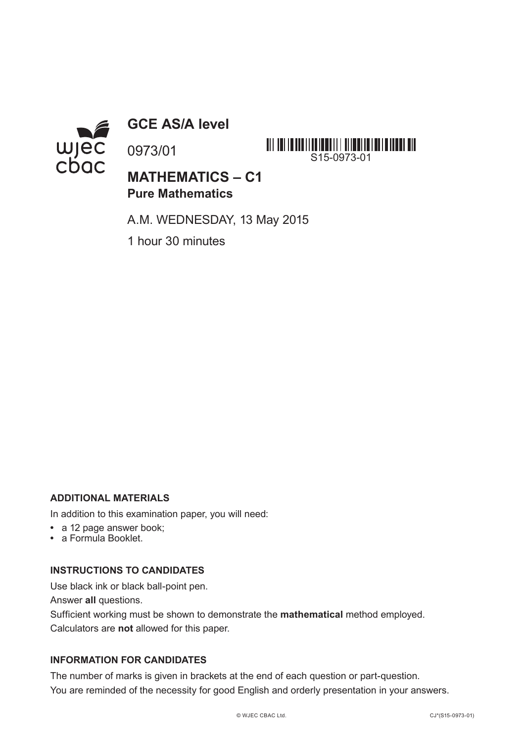# GCE AS/A level

0973/01

S15-0973-01

## MATHEMATICS – C1
### Pure Mathematics

A.M. WEDNESDAY, 13 May 2015

1 hour 30 minutes

**ADDITIONAL MATERIALS**

In addition to this examination paper, you will need:

- a 12 page answer book;
- a Formula Booklet.

**INSTRUCTIONS TO CANDIDATES**

Use black ink or black ball-point pen.

Answer **all** questions.

Sufficient working must be shown to demonstrate the **mathematical** method employed.

Calculators are **not** allowed for this paper.

**INFORMATION FOR CANDIDATES**

The number of marks is given in brackets at the end of each question or part-question.

You are reminded of the necessity for good English and orderly presentation in your answers.

© WJEC CBAC Ltd.

CJ*(S15-0973-01)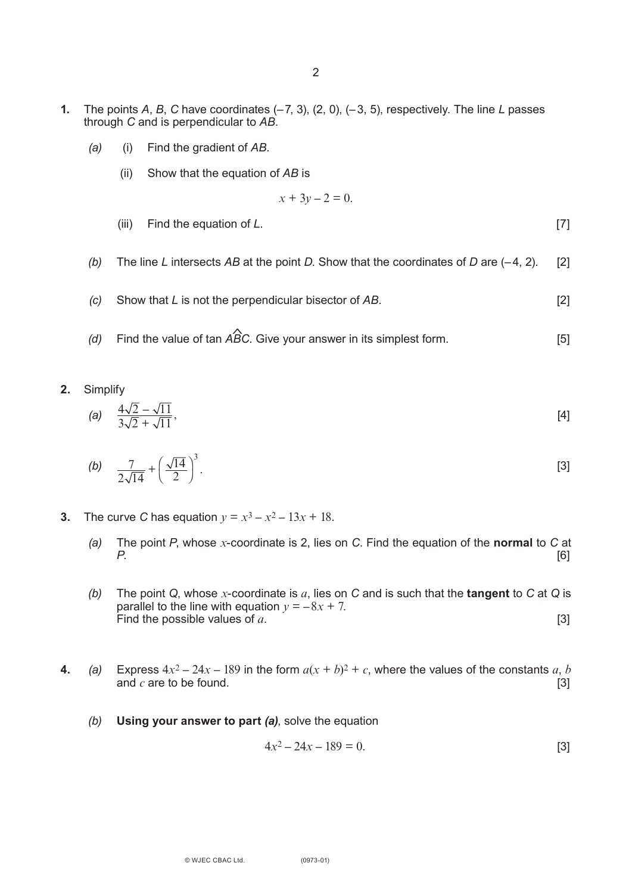**1.** The points $A$, $B$, $C$ have coordinates $(-7, 3)$, $(2, 0)$, $(-3, 5)$, respectively. The line $L$ passes through $C$ and is perpendicular to $AB$.

*(a)* (i) Find the gradient of $AB$.

(ii) Show that the equation of $AB$ is

$$x + 3y - 2 = 0.$$

(iii) Find the equation of $L$. [7]

*(b)* The line $L$ intersects $AB$ at the point $D$. Show that the coordinates of $D$ are $(-4, 2)$. [2]

*(c)* Show that $L$ is not the perpendicular bisector of $AB$. [2]

*(d)* Find the value of $\tan A\hat{B}C$. Give your answer in its simplest form. [5]

**2.** Simplify

*(a)* $\dfrac{4\sqrt{2} - \sqrt{11}}{3\sqrt{2} + \sqrt{11}}$, [4]

*(b)* $\dfrac{7}{2\sqrt{14}} + \left(\dfrac{\sqrt{14}}{2}\right)^3$. [3]

**3.** The curve $C$ has equation $y = x^3 - x^2 - 13x + 18$.

*(a)* The point $P$, whose $x$-coordinate is 2, lies on $C$. Find the equation of the **normal** to $C$ at $P$. [6]

*(b)* The point $Q$, whose $x$-coordinate is $a$, lies on $C$ and is such that the **tangent** to $C$ at $Q$ is parallel to the line with equation $y = -8x + 7$.
Find the possible values of $a$. [3]

**4.** *(a)* Express $4x^2 - 24x - 189$ in the form $a(x + b)^2 + c$, where the values of the constants $a$, $b$ and $c$ are to be found. [3]

*(b)* **Using your answer to part *(a)***, solve the equation

$$4x^2 - 24x - 189 = 0.$$ [3]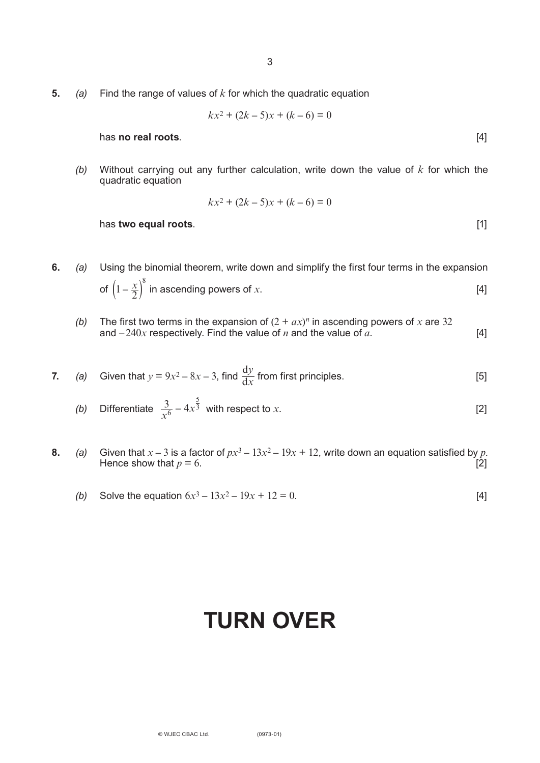**5.** *(a)* Find the range of values of $k$ for which the quadratic equation

$$kx^2 + (2k - 5)x + (k - 6) = 0$$

has **no real roots**. [4]

*(b)* Without carrying out any further calculation, write down the value of $k$ for which the quadratic equation

$$kx^2 + (2k - 5)x + (k - 6) = 0$$

has **two equal roots**. [1]

**6.** *(a)* Using the binomial theorem, write down and simplify the first four terms in the expansion of $\left(1 - \frac{x}{2}\right)^8$ in ascending powers of $x$. [4]

*(b)* The first two terms in the expansion of $(2 + ax)^n$ in ascending powers of $x$ are $32$ and $-240x$ respectively. Find the value of $n$ and the value of $a$. [4]

**7.** *(a)* Given that $y = 9x^2 - 8x - 3$, find $\frac{\mathrm{d}y}{\mathrm{d}x}$ from first principles. [5]

*(b)* Differentiate $\frac{3}{x^6} - 4x^{\frac{5}{3}}$ with respect to $x$. [2]

**8.** *(a)* Given that $x - 3$ is a factor of $px^3 - 13x^2 - 19x + 12$, write down an equation satisfied by $p$. Hence show that $p = 6$. [2]

*(b)* Solve the equation $6x^3 - 13x^2 - 19x + 12 = 0$. [4]

# TURN OVER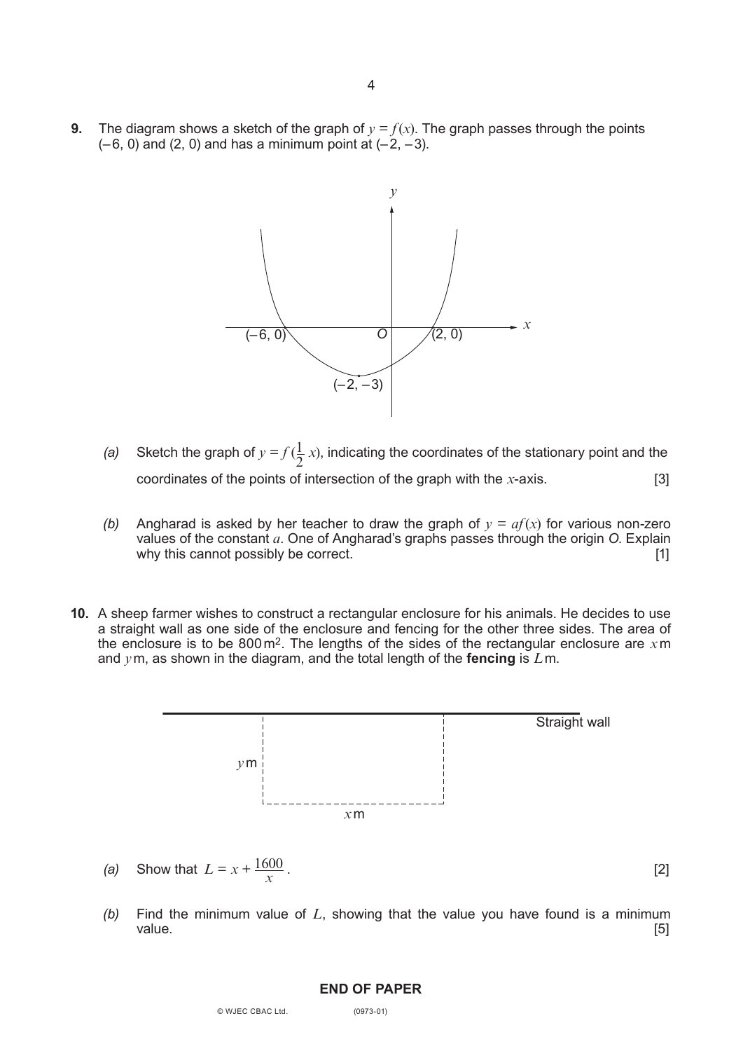**9.** The diagram shows a sketch of the graph of $y = f(x)$. The graph passes through the points $(-6, 0)$ and $(2, 0)$ and has a minimum point at $(-2, -3)$.

$y$

$x$

$(-6, 0)$

$O$

$(2, 0)$

$(-2, -3)$

*(a)* Sketch the graph of $y = f(\frac{1}{2}x)$, indicating the coordinates of the stationary point and the coordinates of the points of intersection of the graph with the $x$-axis. [3]

*(b)* Angharad is asked by her teacher to draw the graph of $y = af(x)$ for various non-zero values of the constant $a$. One of Angharad's graphs passes through the origin *O*. Explain why this cannot possibly be correct. [1]

**10.** A sheep farmer wishes to construct a rectangular enclosure for his animals. He decides to use a straight wall as one side of the enclosure and fencing for the other three sides. The area of the enclosure is to be $800\,\text{m}^2$. The lengths of the sides of the rectangular enclosure are $x$ m and $y$ m, as shown in the diagram, and the total length of the **fencing** is $L$ m.

Straight wall

$y$ m

$x$ m

*(a)* Show that $L = x + \dfrac{1600}{x}$. [2]

*(b)* Find the minimum value of $L$, showing that the value you have found is a minimum value. [5]

**END OF PAPER**

© WJEC CBAC Ltd. (0973-01)